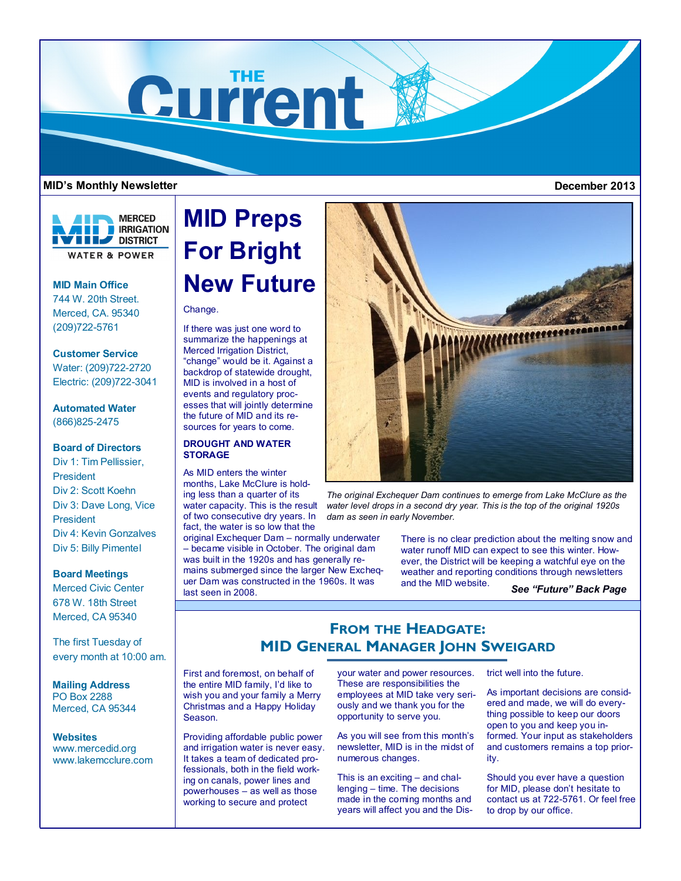# THE Current

**MID's Monthly Newsletter** **December 2013**

MERCED IRRIGATION DISTRICT
WATER & POWER

**MID Main Office**
744 W. 20th Street.
Merced, CA. 95340
(209)722-5761

**Customer Service**
Water: (209)722-2720
Electric: (209)722-3041

**Automated Water**
(866)825-2475

**Board of Directors**
Div 1: Tim Pellissier, President
Div 2: Scott Koehn
Div 3: Dave Long, Vice President
Div 4: Kevin Gonzalves
Div 5: Billy Pimentel

**Board Meetings**
Merced Civic Center
678 W. 18th Street
Merced, CA 95340

The first Tuesday of every month at 10:00 am.

**Mailing Address**
PO Box 2288
Merced, CA 95344

**Websites**
www.mercedid.org
www.lakemcclure.com

# MID Preps For Bright New Future

Change.

If there was just one word to summarize the happenings at Merced Irrigation District, "change" would be it. Against a backdrop of statewide drought, MID is involved in a host of events and regulatory processes that will jointly determine the future of MID and its resources for years to come.

### DROUGHT AND WATER STORAGE

As MID enters the winter months, Lake McClure is holding less than a quarter of its water capacity. This is the result of two consecutive dry years. In fact, the water is so low that the original Exchequer Dam – normally underwater – became visible in October. The original dam was built in the 1920s and has generally remains submerged since the larger New Exchequer Dam was constructed in the 1960s. It was last seen in 2008.

*The original Exchequer Dam continues to emerge from Lake McClure as the water level drops in a second dry year. This is the top of the original 1920s dam as seen in early November.*

There is no clear prediction about the melting snow and water runoff MID can expect to see this winter. However, the District will be keeping a watchful eye on the weather and reporting conditions through newsletters and the MID website.

***See "Future" Back Page***

## From the Headgate: MID General Manager John Sweigard

First and foremost, on behalf of the entire MID family, I'd like to wish you and your family a Merry Christmas and a Happy Holiday Season.

Providing affordable public power and irrigation water is never easy. It takes a team of dedicated professionals, both in the field working on canals, power lines and powerhouses – as well as those working to secure and protect your water and power resources. These are responsibilities the employees at MID take very seriously and we thank you for the opportunity to serve you.

As you will see from this month's newsletter, MID is in the midst of numerous changes.

This is an exciting – and challenging – time. The decisions made in the coming months and years will affect you and the District well into the future.

As important decisions are considered and made, we will do everything possible to keep our doors open to you and keep you informed. Your input as stakeholders and customers remains a top priority.

Should you ever have a question for MID, please don't hesitate to contact us at 722-5761. Or feel free to drop by our office.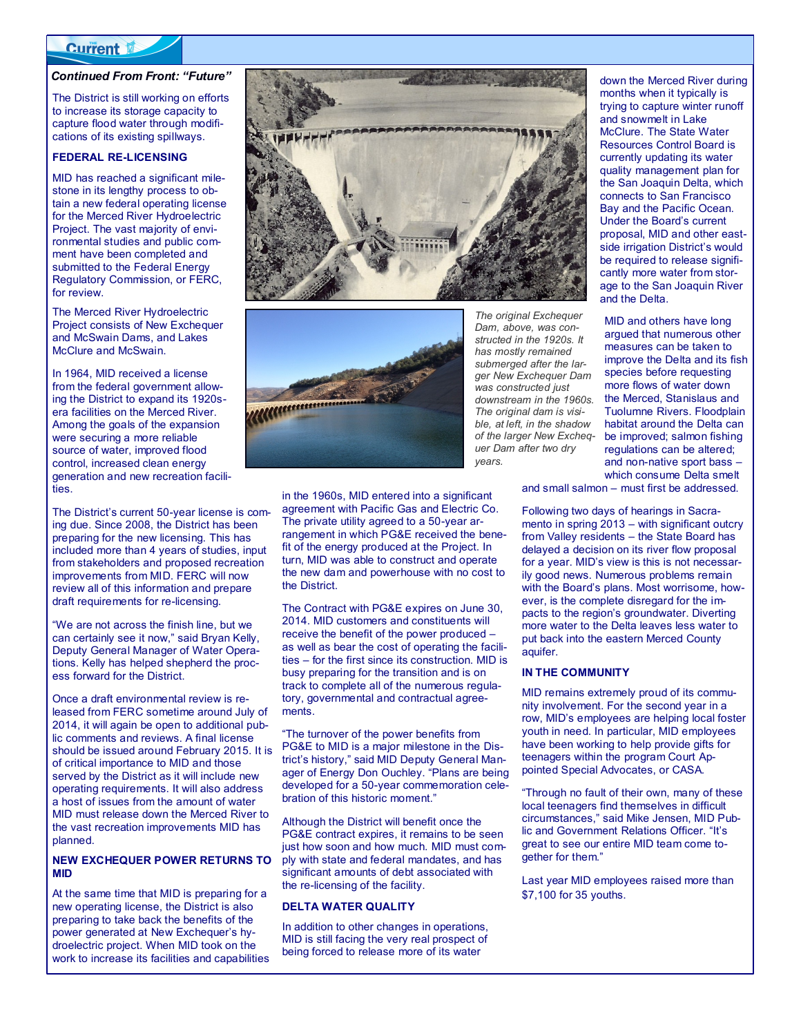*Continued From Front: "Future"*

The District is still working on efforts to increase its storage capacity to capture flood water through modifications of its existing spillways.

**FEDERAL RE-LICENSING**

MID has reached a significant milestone in its lengthy process to obtain a new federal operating license for the Merced River Hydroelectric Project. The vast majority of environmental studies and public comment have been completed and submitted to the Federal Energy Regulatory Commission, or FERC, for review.

The Merced River Hydroelectric Project consists of New Exchequer and McSwain Dams, and Lakes McClure and McSwain.

In 1964, MID received a license from the federal government allowing the District to expand its 1920s-era facilities on the Merced River. Among the goals of the expansion were securing a more reliable source of water, improved flood control, increased clean energy generation and new recreation facilities.

The District's current 50-year license is coming due. Since 2008, the District has been preparing for the new licensing. This has included more than 4 years of studies, input from stakeholders and proposed recreation improvements from MID. FERC will now review all of this information and prepare draft requirements for re-licensing.

"We are not across the finish line, but we can certainly see it now," said Bryan Kelly, Deputy General Manager of Water Operations. Kelly has helped shepherd the process forward for the District.

Once a draft environmental review is released from FERC sometime around July of 2014, it will again be open to additional public comments and reviews. A final license should be issued around February 2015. It is of critical importance to MID and those served by the District as it will include new operating requirements. It will also address a host of issues from the amount of water MID must release down the Merced River to the vast recreation improvements MID has planned.

**NEW EXCHEQUER POWER RETURNS TO MID**

At the same time that MID is preparing for a new operating license, the District is also preparing to take back the benefits of the power generated at New Exchequer's hydroelectric project. When MID took on the work to increase its facilities and capabilities in the 1960s, MID entered into a significant agreement with Pacific Gas and Electric Co. The private utility agreed to a 50-year arrangement in which PG&E received the benefit of the energy produced at the Project. In turn, MID was able to construct and operate the new dam and powerhouse with no cost to the District.

*The original Exchequer Dam, above, was constructed in the 1920s. It has mostly remained submerged after the larger New Exchequer Dam was constructed just downstream in the 1960s. The original dam is visible, at left, in the shadow of the larger New Exchequer Dam after two dry years.*

The Contract with PG&E expires on June 30, 2014. MID customers and constituents will receive the benefit of the power produced – as well as bear the cost of operating the facilities – for the first time since its construction. MID is busy preparing for the transition and is on track to complete all of the numerous regulatory, governmental and contractual agreements.

"The turnover of the power benefits from PG&E to MID is a major milestone in the District's history," said MID Deputy General Manager of Energy Don Ouchley. "Plans are being developed for a 50-year commemoration celebration of this historic moment."

Although the District will benefit once the PG&E contract expires, it remains to be seen just how soon and how much. MID must comply with state and federal mandates, and has significant amounts of debt associated with the re-licensing of the facility.

**DELTA WATER QUALITY**

In addition to other changes in operations, MID is still facing the very real prospect of being forced to release more of its water down the Merced River during months when it typically is trying to capture winter runoff and snowmelt in Lake McClure. The State Water Resources Control Board is currently updating its water quality management plan for the San Joaquin Delta, which connects to San Francisco Bay and the Pacific Ocean. Under the Board's current proposal, MID and other eastside irrigation District's would be required to release significantly more water from storage to the San Joaquin River and the Delta.

MID and others have long argued that numerous other measures can be taken to improve the Delta and its fish species before requesting more flows of water down the Merced, Stanislaus and Tuolumne Rivers. Floodplain habitat around the Delta can be improved; salmon fishing regulations can be altered; and non-native sport bass – which consume Delta smelt and small salmon – must first be addressed.

Following two days of hearings in Sacramento in spring 2013 – with significant outcry from Valley residents – the State Board has delayed a decision on its river flow proposal for a year. MID's view is this is not necessarily good news. Numerous problems remain with the Board's plans. Most worrisome, however, is the complete disregard for the impacts to the region's groundwater. Diverting more water to the Delta leaves less water to put back into the eastern Merced County aquifer.

**IN THE COMMUNITY**

MID remains extremely proud of its community involvement. For the second year in a row, MID's employees are helping local foster youth in need. In particular, MID employees have been working to help provide gifts for teenagers within the program Court Appointed Special Advocates, or CASA.

"Through no fault of their own, many of these local teenagers find themselves in difficult circumstances," said Mike Jensen, MID Public and Government Relations Officer. "It's great to see our entire MID team come together for them."

Last year MID employees raised more than $7,100 for 35 youths.